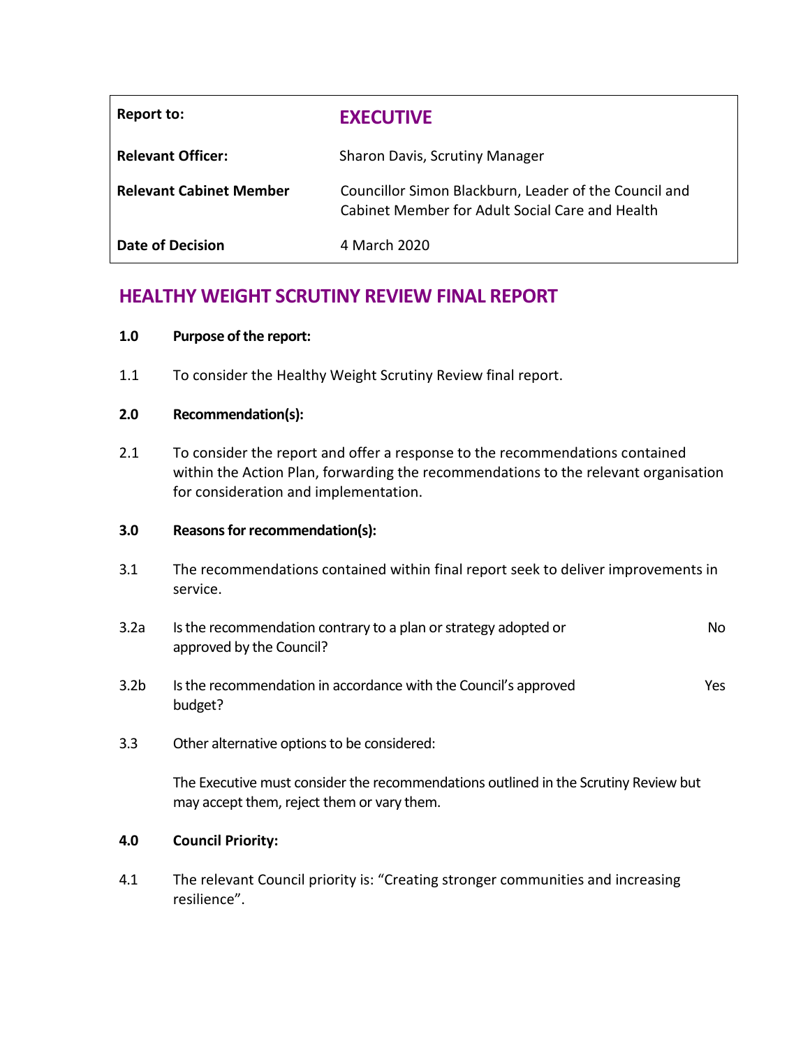| Report to: | **EXECUTIVE** |
| --- | --- |
| **Relevant Officer:** | Sharon Davis, Scrutiny Manager |
| **Relevant Cabinet Member** | Councillor Simon Blackburn, Leader of the Council and Cabinet Member for Adult Social Care and Health |
| **Date of Decision** | 4 March 2020 |

# HEALTHY WEIGHT SCRUTINY REVIEW FINAL REPORT

**1.0 Purpose of the report:**

1.1 To consider the Healthy Weight Scrutiny Review final report.

**2.0 Recommendation(s):**

2.1 To consider the report and offer a response to the recommendations contained within the Action Plan, forwarding the recommendations to the relevant organisation for consideration and implementation.

**3.0 Reasons for recommendation(s):**

3.1 The recommendations contained within final report seek to deliver improvements in service.

3.2a Is the recommendation contrary to a plan or strategy adopted or approved by the Council? No

3.2b Is the recommendation in accordance with the Council's approved budget? Yes

3.3 Other alternative options to be considered:

The Executive must consider the recommendations outlined in the Scrutiny Review but may accept them, reject them or vary them.

**4.0 Council Priority:**

4.1 The relevant Council priority is: "Creating stronger communities and increasing resilience".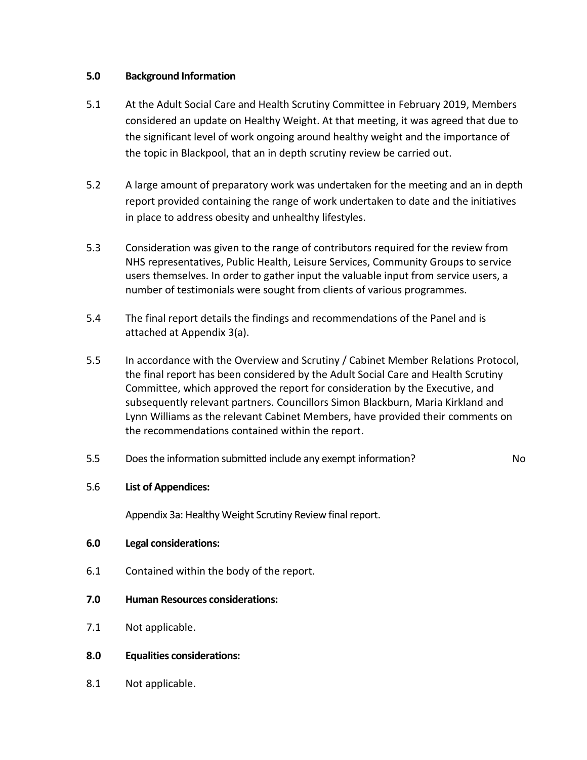**5.0 Background Information**

5.1 At the Adult Social Care and Health Scrutiny Committee in February 2019, Members considered an update on Healthy Weight. At that meeting, it was agreed that due to the significant level of work ongoing around healthy weight and the importance of the topic in Blackpool, that an in depth scrutiny review be carried out.

5.2 A large amount of preparatory work was undertaken for the meeting and an in depth report provided containing the range of work undertaken to date and the initiatives in place to address obesity and unhealthy lifestyles.

5.3 Consideration was given to the range of contributors required for the review from NHS representatives, Public Health, Leisure Services, Community Groups to service users themselves. In order to gather input the valuable input from service users, a number of testimonials were sought from clients of various programmes.

5.4 The final report details the findings and recommendations of the Panel and is attached at Appendix 3(a).

5.5 In accordance with the Overview and Scrutiny / Cabinet Member Relations Protocol, the final report has been considered by the Adult Social Care and Health Scrutiny Committee, which approved the report for consideration by the Executive, and subsequently relevant partners. Councillors Simon Blackburn, Maria Kirkland and Lynn Williams as the relevant Cabinet Members, have provided their comments on the recommendations contained within the report.

5.5 Does the information submitted include any exempt information? No

5.6 **List of Appendices:**

Appendix 3a: Healthy Weight Scrutiny Review final report.

**6.0 Legal considerations:**

6.1 Contained within the body of the report.

**7.0 Human Resources considerations:**

7.1 Not applicable.

**8.0 Equalities considerations:**

8.1 Not applicable.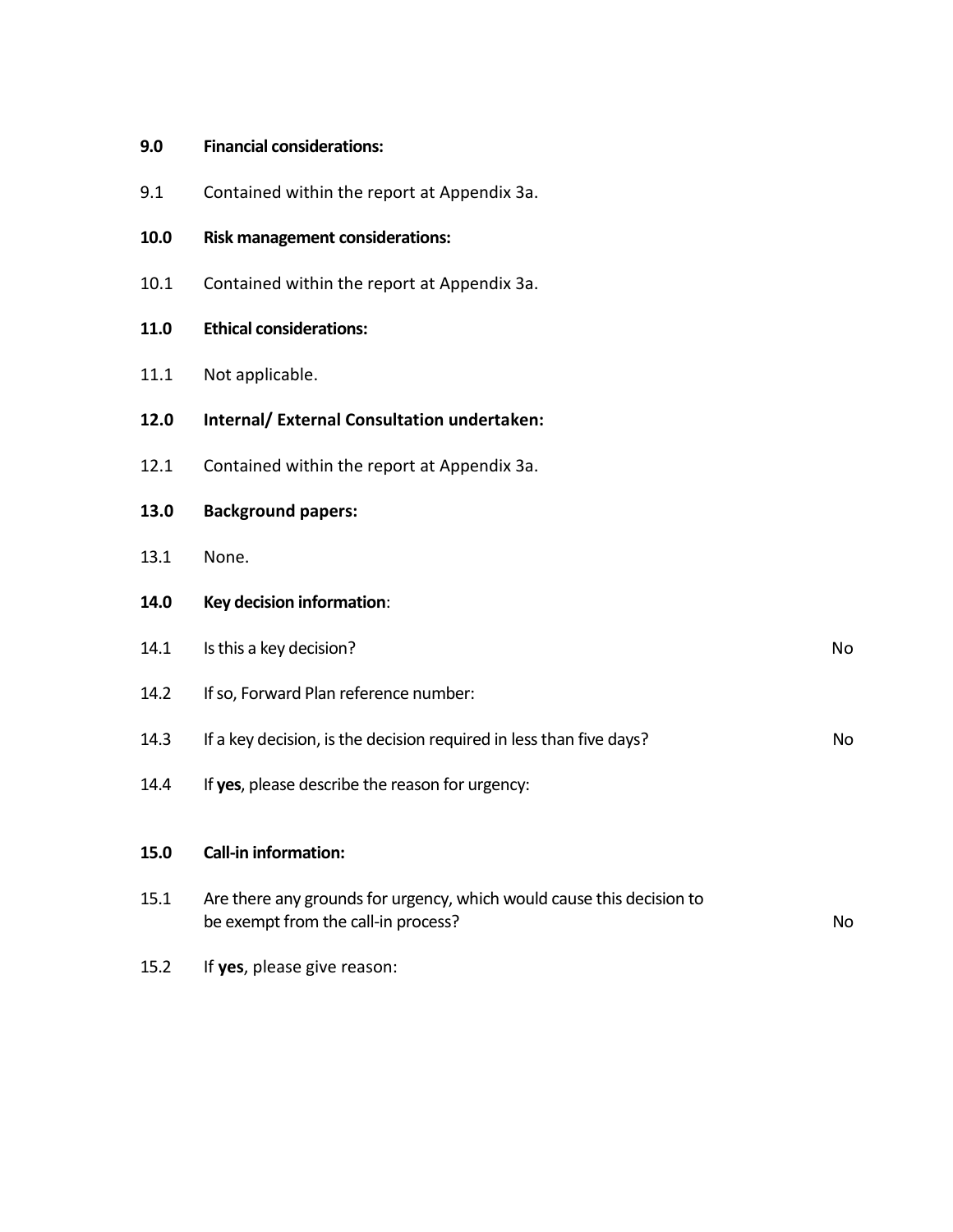**9.0 Financial considerations:**

9.1 Contained within the report at Appendix 3a.

**10.0 Risk management considerations:**

10.1 Contained within the report at Appendix 3a.

**11.0 Ethical considerations:**

11.1 Not applicable.

**12.0 Internal/ External Consultation undertaken:**

12.1 Contained within the report at Appendix 3a.

**13.0 Background papers:**

13.1 None.

**14.0 Key decision information**:

| | | |
|---|---|---|
| 14.1 | Is this a key decision? | No |
| 14.2 | If so, Forward Plan reference number: | |
| 14.3 | If a key decision, is the decision required in less than five days? | No |
| 14.4 | If **yes**, please describe the reason for urgency: | |

**15.0 Call-in information:**

| | | |
|---|---|---|
| 15.1 | Are there any grounds for urgency, which would cause this decision to be exempt from the call-in process? | No |
| 15.2 | If **yes**, please give reason: | |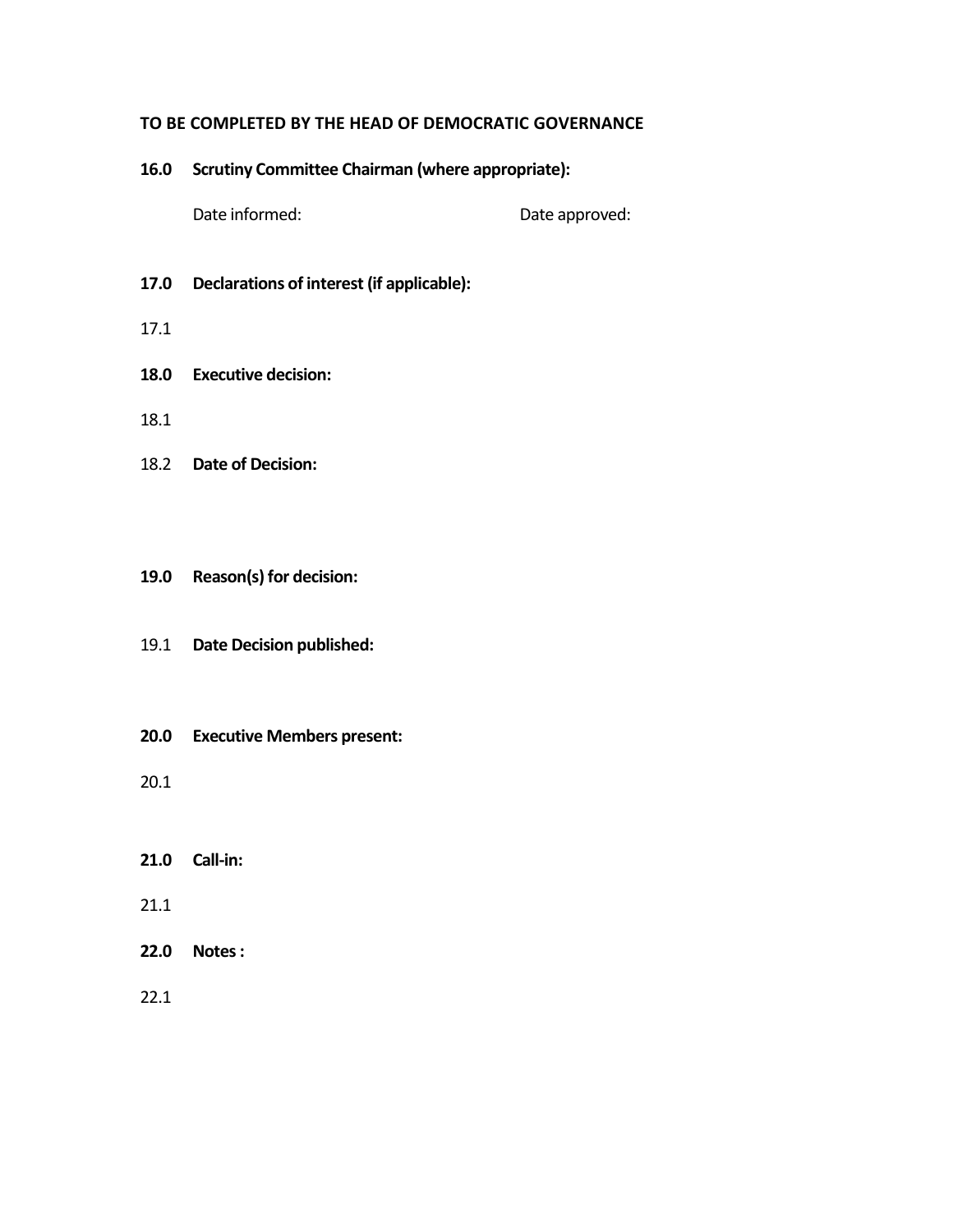**TO BE COMPLETED BY THE HEAD OF DEMOCRATIC GOVERNANCE**

**16.0 Scrutiny Committee Chairman (where appropriate):**

Date informed: Date approved:

**17.0 Declarations of interest (if applicable):**

17.1

**18.0 Executive decision:**

18.1

18.2 **Date of Decision:**

**19.0 Reason(s) for decision:**

19.1 **Date Decision published:**

**20.0 Executive Members present:**

20.1

**21.0 Call-in:**

21.1

**22.0 Notes :**

22.1